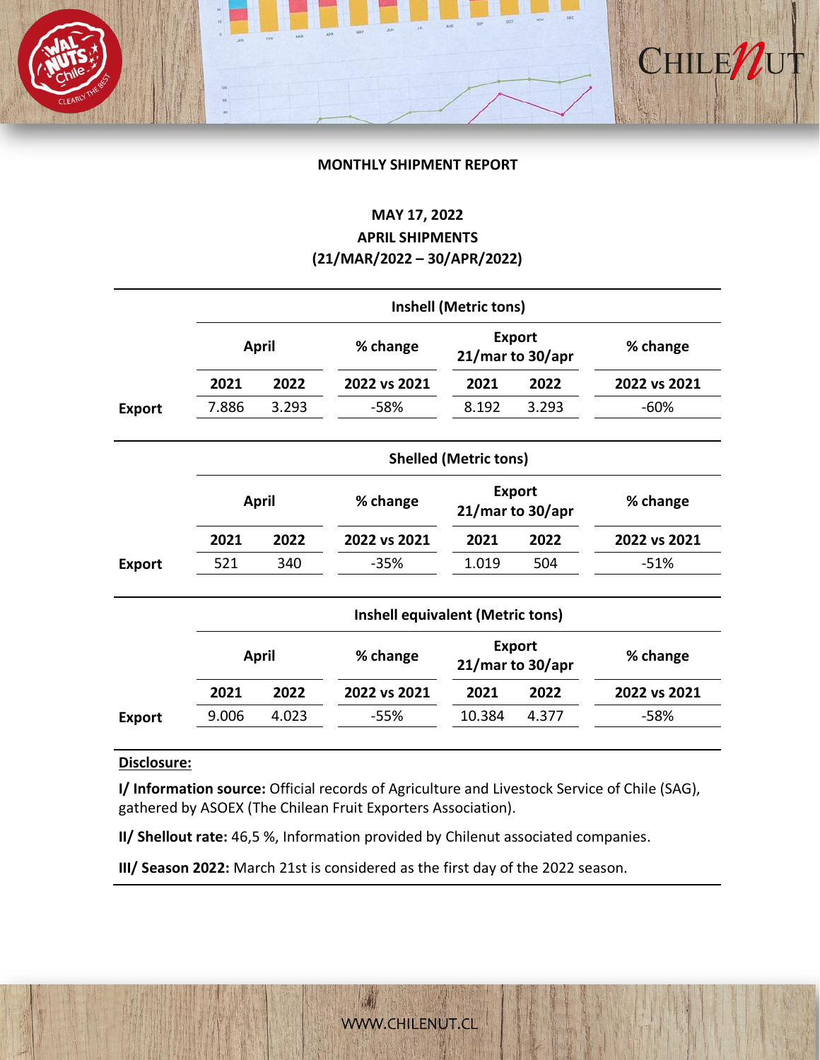## MONTHLY SHIPMENT REPORT

**MAY 17, 2022**
**APRIL SHIPMENTS**
**(21/MAR/2022 – 30/APR/2022)**

| | Inshell (Metric tons) | | | | | |
|---|---|---|---|---|---|---|
| | April | | % change | Export 21/mar to 30/apr | | % change |
| | 2021 | 2022 | 2022 vs 2021 | 2021 | 2022 | 2022 vs 2021 |
| **Export** | 7.886 | 3.293 | -58% | 8.192 | 3.293 | -60% |

| | Shelled (Metric tons) | | | | | |
|---|---|---|---|---|---|---|
| | April | | % change | Export 21/mar to 30/apr | | % change |
| | 2021 | 2022 | 2022 vs 2021 | 2021 | 2022 | 2022 vs 2021 |
| **Export** | 521 | 340 | -35% | 1.019 | 504 | -51% |

| | Inshell equivalent (Metric tons) | | | | | |
|---|---|---|---|---|---|---|
| | April | | % change | Export 21/mar to 30/apr | | % change |
| | 2021 | 2022 | 2022 vs 2021 | 2021 | 2022 | 2022 vs 2021 |
| **Export** | 9.006 | 4.023 | -55% | 10.384 | 4.377 | -58% |

**Disclosure:**

**I/ Information source:** Official records of Agriculture and Livestock Service of Chile (SAG), gathered by ASOEX (The Chilean Fruit Exporters Association).

**II/ Shellout rate:** 46,5 %, Information provided by Chilenut associated companies.

**III/ Season 2022:** March 21st is considered as the first day of the 2022 season.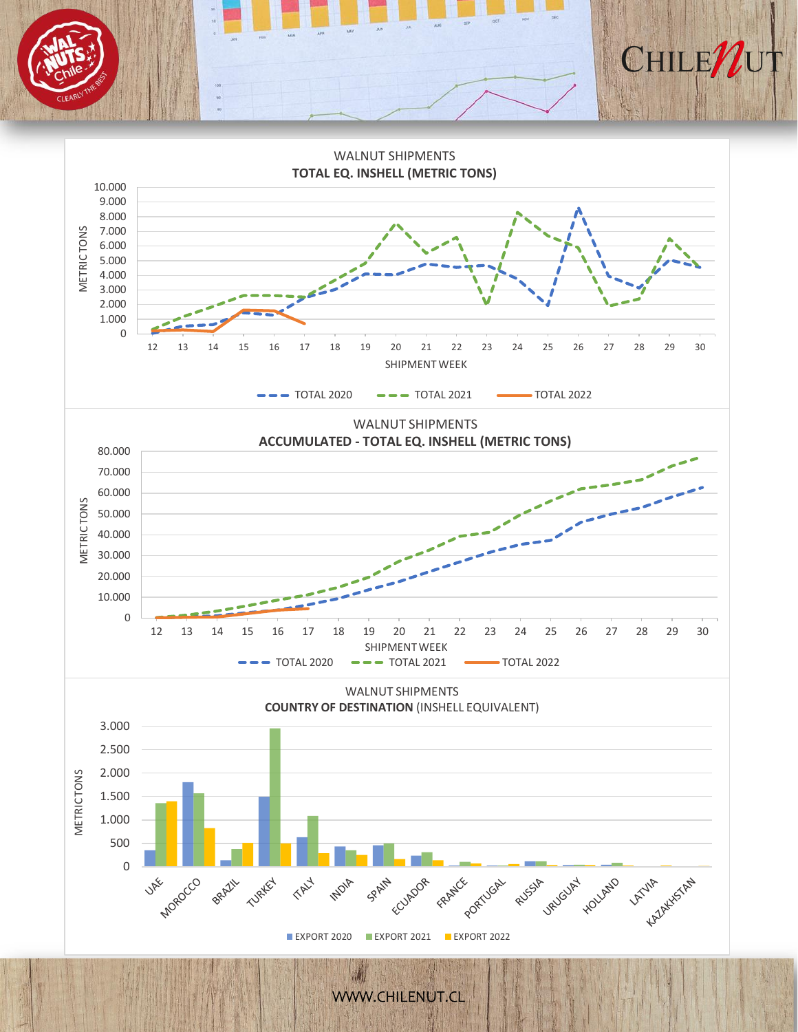## WALNUT SHIPMENTS

### TOTAL EQ. INSHELL (METRIC TONS)

METRIC TONS: 0, 1.000, 2.000, 3.000, 4.000, 5.000, 6.000, 7.000, 8.000, 9.000, 10.000

SHIPMENT WEEK: 12, 13, 14, 15, 16, 17, 18, 19, 20, 21, 22, 23, 24, 25, 26, 27, 28, 29, 30

TOTAL 2020 — TOTAL 2021 — TOTAL 2022

## WALNUT SHIPMENTS

### ACCUMULATED - TOTAL EQ. INSHELL (METRIC TONS)

METRIC TONS: 0, 10.000, 20.000, 30.000, 40.000, 50.000, 60.000, 70.000, 80.000

SHIPMENT WEEK: 12, 13, 14, 15, 16, 17, 18, 19, 20, 21, 22, 23, 24, 25, 26, 27, 28, 29, 30

TOTAL 2020 — TOTAL 2021 — TOTAL 2022

## WALNUT SHIPMENTS

### COUNTRY OF DESTINATION (INSHELL EQUIVALENT)

METRIC TONS: 0, 500, 1.000, 1.500, 2.000, 2.500, 3.000

UAE, MOROCCO, BRAZIL, TURKEY, ITALY, INDIA, SPAIN, ECUADOR, FRANCE, PORTUGAL, RUSSIA, URUGUAY, HOLLAND, LATVIA, KAZAKHSTAN

EXPORT 2020 — EXPORT 2021 — EXPORT 2022

WWW.CHILENUT.CL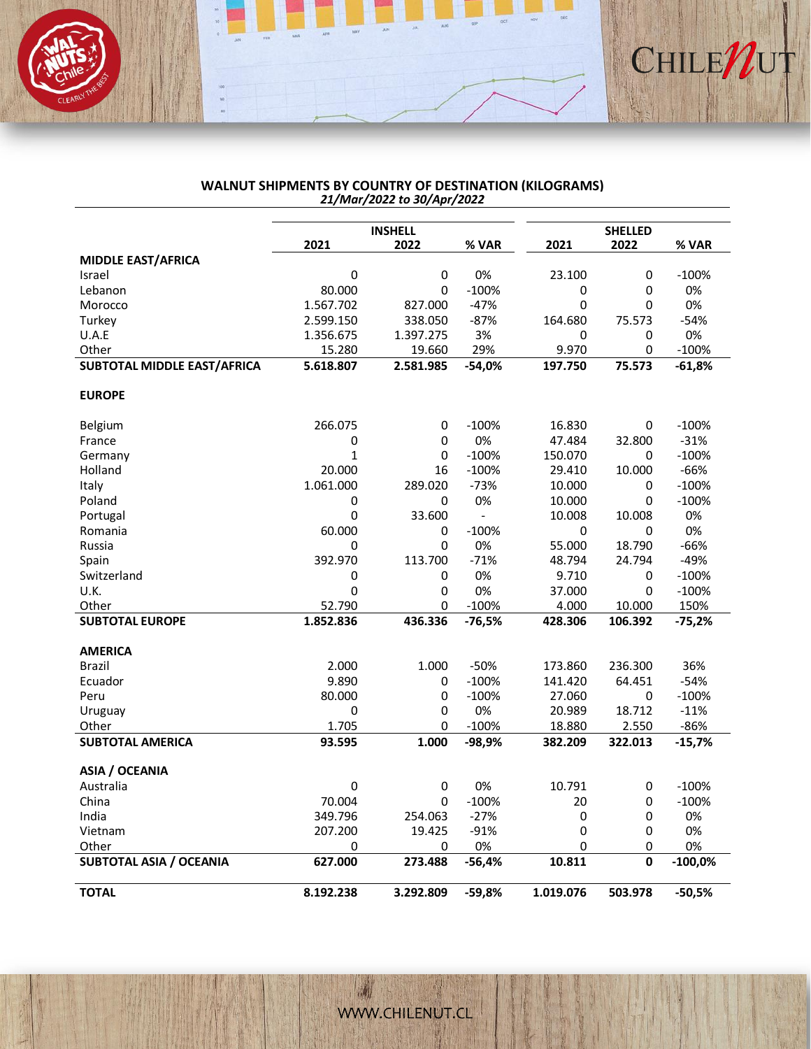## WALNUT SHIPMENTS BY COUNTRY OF DESTINATION (KILOGRAMS)

*21/Mar/2022 to 30/Apr/2022*

| | INSHELL | | | SHELLED | | |
|---|---|---|---|---|---|---|
| | 2021 | 2022 | % VAR | 2021 | 2022 | % VAR |
| **MIDDLE EAST/AFRICA** | | | | | | |
| Israel | 0 | 0 | 0% | 23.100 | 0 | -100% |
| Lebanon | 80.000 | 0 | -100% | 0 | 0 | 0% |
| Morocco | 1.567.702 | 827.000 | -47% | 0 | 0 | 0% |
| Turkey | 2.599.150 | 338.050 | -87% | 164.680 | 75.573 | -54% |
| U.A.E | 1.356.675 | 1.397.275 | 3% | 0 | 0 | 0% |
| Other | 15.280 | 19.660 | 29% | 9.970 | 0 | -100% |
| **SUBTOTAL MIDDLE EAST/AFRICA** | **5.618.807** | **2.581.985** | **-54,0%** | **197.750** | **75.573** | **-61,8%** |
| **EUROPE** | | | | | | |
| Belgium | 266.075 | 0 | -100% | 16.830 | 0 | -100% |
| France | 0 | 0 | 0% | 47.484 | 32.800 | -31% |
| Germany | 1 | 0 | -100% | 150.070 | 0 | -100% |
| Holland | 20.000 | 16 | -100% | 29.410 | 10.000 | -66% |
| Italy | 1.061.000 | 289.020 | -73% | 10.000 | 0 | -100% |
| Poland | 0 | 0 | 0% | 10.000 | 0 | -100% |
| Portugal | 0 | 33.600 | - | 10.008 | 10.008 | 0% |
| Romania | 60.000 | 0 | -100% | 0 | 0 | 0% |
| Russia | 0 | 0 | 0% | 55.000 | 18.790 | -66% |
| Spain | 392.970 | 113.700 | -71% | 48.794 | 24.794 | -49% |
| Switzerland | 0 | 0 | 0% | 9.710 | 0 | -100% |
| U.K. | 0 | 0 | 0% | 37.000 | 0 | -100% |
| Other | 52.790 | 0 | -100% | 4.000 | 10.000 | 150% |
| **SUBTOTAL EUROPE** | **1.852.836** | **436.336** | **-76,5%** | **428.306** | **106.392** | **-75,2%** |
| **AMERICA** | | | | | | |
| Brazil | 2.000 | 1.000 | -50% | 173.860 | 236.300 | 36% |
| Ecuador | 9.890 | 0 | -100% | 141.420 | 64.451 | -54% |
| Peru | 80.000 | 0 | -100% | 27.060 | 0 | -100% |
| Uruguay | 0 | 0 | 0% | 20.989 | 18.712 | -11% |
| Other | 1.705 | 0 | -100% | 18.880 | 2.550 | -86% |
| **SUBTOTAL AMERICA** | **93.595** | **1.000** | **-98,9%** | **382.209** | **322.013** | **-15,7%** |
| **ASIA / OCEANIA** | | | | | | |
| Australia | 0 | 0 | 0% | 10.791 | 0 | -100% |
| China | 70.004 | 0 | -100% | 20 | 0 | -100% |
| India | 349.796 | 254.063 | -27% | 0 | 0 | 0% |
| Vietnam | 207.200 | 19.425 | -91% | 0 | 0 | 0% |
| Other | 0 | 0 | 0% | 0 | 0 | 0% |
| **SUBTOTAL ASIA / OCEANIA** | **627.000** | **273.488** | **-56,4%** | **10.811** | **0** | **-100,0%** |
| **TOTAL** | **8.192.238** | **3.292.809** | **-59,8%** | **1.019.076** | **503.978** | **-50,5%** |

WWW.CHILENUT.CL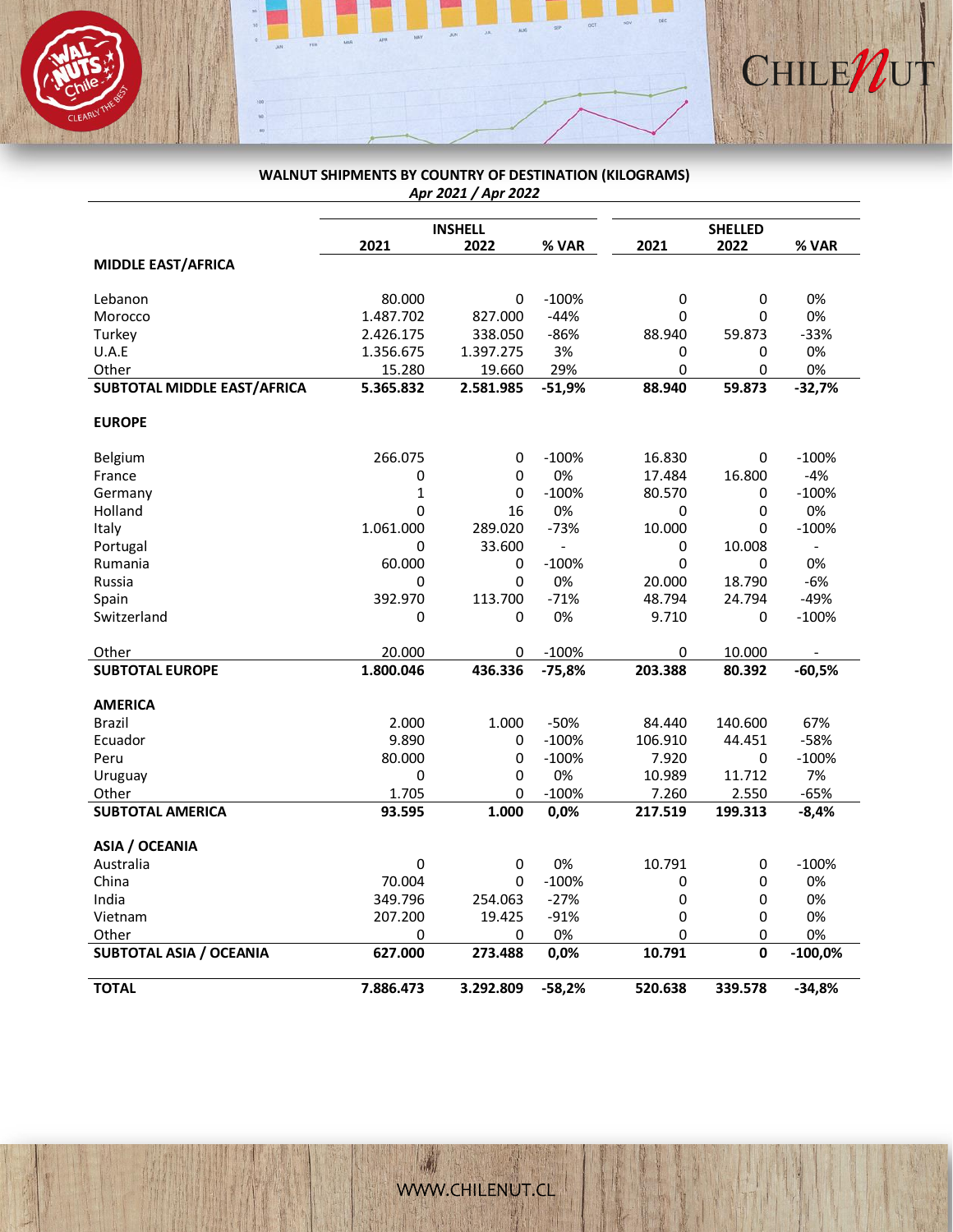**WALNUT SHIPMENTS BY COUNTRY OF DESTINATION (KILOGRAMS)**

*Apr 2021 / Apr 2022*

| | INSHELL | | | SHELLED | | |
|---|---|---|---|---|---|---|
| | 2021 | 2022 | % VAR | 2021 | 2022 | % VAR |
| **MIDDLE EAST/AFRICA** | | | | | | |
| Lebanon | 80.000 | 0 | -100% | 0 | 0 | 0% |
| Morocco | 1.487.702 | 827.000 | -44% | 0 | 0 | 0% |
| Turkey | 2.426.175 | 338.050 | -86% | 88.940 | 59.873 | -33% |
| U.A.E | 1.356.675 | 1.397.275 | 3% | 0 | 0 | 0% |
| Other | 15.280 | 19.660 | 29% | 0 | 0 | 0% |
| **SUBTOTAL MIDDLE EAST/AFRICA** | **5.365.832** | **2.581.985** | **-51,9%** | **88.940** | **59.873** | **-32,7%** |
| **EUROPE** | | | | | | |
| Belgium | 266.075 | 0 | -100% | 16.830 | 0 | -100% |
| France | 0 | 0 | 0% | 17.484 | 16.800 | -4% |
| Germany | 1 | 0 | -100% | 80.570 | 0 | -100% |
| Holland | 0 | 16 | 0% | 0 | 0 | 0% |
| Italy | 1.061.000 | 289.020 | -73% | 10.000 | 0 | -100% |
| Portugal | 0 | 33.600 | - | 0 | 10.008 | - |
| Rumania | 60.000 | 0 | -100% | 0 | 0 | 0% |
| Russia | 0 | 0 | 0% | 20.000 | 18.790 | -6% |
| Spain | 392.970 | 113.700 | -71% | 48.794 | 24.794 | -49% |
| Switzerland | 0 | 0 | 0% | 9.710 | 0 | -100% |
| Other | 20.000 | 0 | -100% | 0 | 10.000 | - |
| **SUBTOTAL EUROPE** | **1.800.046** | **436.336** | **-75,8%** | **203.388** | **80.392** | **-60,5%** |
| **AMERICA** | | | | | | |
| Brazil | 2.000 | 1.000 | -50% | 84.440 | 140.600 | 67% |
| Ecuador | 9.890 | 0 | -100% | 106.910 | 44.451 | -58% |
| Peru | 80.000 | 0 | -100% | 7.920 | 0 | -100% |
| Uruguay | 0 | 0 | 0% | 10.989 | 11.712 | 7% |
| Other | 1.705 | 0 | -100% | 7.260 | 2.550 | -65% |
| **SUBTOTAL AMERICA** | **93.595** | **1.000** | **0,0%** | **217.519** | **199.313** | **-8,4%** |
| **ASIA / OCEANIA** | | | | | | |
| Australia | 0 | 0 | 0% | 10.791 | 0 | -100% |
| China | 70.004 | 0 | -100% | 0 | 0 | 0% |
| India | 349.796 | 254.063 | -27% | 0 | 0 | 0% |
| Vietnam | 207.200 | 19.425 | -91% | 0 | 0 | 0% |
| Other | 0 | 0 | 0% | 0 | 0 | 0% |
| **SUBTOTAL ASIA / OCEANIA** | **627.000** | **273.488** | **0,0%** | **10.791** | **0** | **-100,0%** |
| **TOTAL** | **7.886.473** | **3.292.809** | **-58,2%** | **520.638** | **339.578** | **-34,8%** |

WWW.CHILENUT.CL